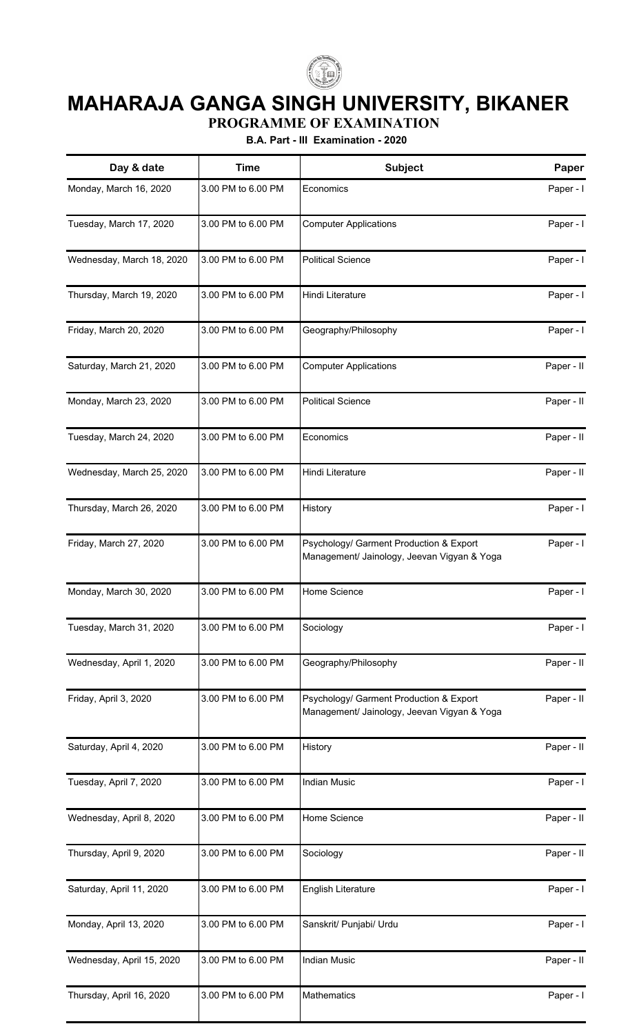# MAHARAJA GANGA SINGH UNIVERSITY, BIKANER

## PROGRAMME OF EXAMINATION

### B.A. Part - III Examination - 2020

| Day & date | Time | Subject | Paper |
|---|---|---|---|
| Monday, March 16, 2020 | 3.00 PM to 6.00 PM | Economics | Paper - I |
| Tuesday, March 17, 2020 | 3.00 PM to 6.00 PM | Computer Applications | Paper - I |
| Wednesday, March 18, 2020 | 3.00 PM to 6.00 PM | Political Science | Paper - I |
| Thursday, March 19, 2020 | 3.00 PM to 6.00 PM | Hindi Literature | Paper - I |
| Friday, March 20, 2020 | 3.00 PM to 6.00 PM | Geography/Philosophy | Paper - I |
| Saturday, March 21, 2020 | 3.00 PM to 6.00 PM | Computer Applications | Paper - II |
| Monday, March 23, 2020 | 3.00 PM to 6.00 PM | Political Science | Paper - II |
| Tuesday, March 24, 2020 | 3.00 PM to 6.00 PM | Economics | Paper - II |
| Wednesday, March 25, 2020 | 3.00 PM to 6.00 PM | Hindi Literature | Paper - II |
| Thursday, March 26, 2020 | 3.00 PM to 6.00 PM | History | Paper - I |
| Friday, March 27, 2020 | 3.00 PM to 6.00 PM | Psychology/ Garment Production & Export Management/ Jainology, Jeevan Vigyan & Yoga | Paper - I |
| Monday, March 30, 2020 | 3.00 PM to 6.00 PM | Home Science | Paper - I |
| Tuesday, March 31, 2020 | 3.00 PM to 6.00 PM | Sociology | Paper - I |
| Wednesday, April 1, 2020 | 3.00 PM to 6.00 PM | Geography/Philosophy | Paper - II |
| Friday, April 3, 2020 | 3.00 PM to 6.00 PM | Psychology/ Garment Production & Export Management/ Jainology, Jeevan Vigyan & Yoga | Paper - II |
| Saturday, April 4, 2020 | 3.00 PM to 6.00 PM | History | Paper - II |
| Tuesday, April 7, 2020 | 3.00 PM to 6.00 PM | Indian Music | Paper - I |
| Wednesday, April 8, 2020 | 3.00 PM to 6.00 PM | Home Science | Paper - II |
| Thursday, April 9, 2020 | 3.00 PM to 6.00 PM | Sociology | Paper - II |
| Saturday, April 11, 2020 | 3.00 PM to 6.00 PM | English Literature | Paper - I |
| Monday, April 13, 2020 | 3.00 PM to 6.00 PM | Sanskrit/ Punjabi/ Urdu | Paper - I |
| Wednesday, April 15, 2020 | 3.00 PM to 6.00 PM | Indian Music | Paper - II |
| Thursday, April 16, 2020 | 3.00 PM to 6.00 PM | Mathematics | Paper - I |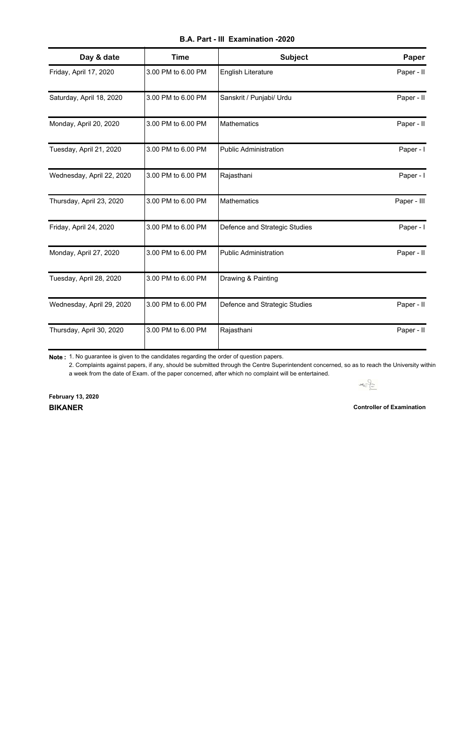## B.A. Part - III Examination -2020

| Day & date | Time | Subject | Paper |
|---|---|---|---|
| Friday, April 17, 2020 | 3.00 PM to 6.00 PM | English Literature | Paper - II |
| Saturday, April 18, 2020 | 3.00 PM to 6.00 PM | Sanskrit / Punjabi/ Urdu | Paper - II |
| Monday, April 20, 2020 | 3.00 PM to 6.00 PM | Mathematics | Paper - II |
| Tuesday, April 21, 2020 | 3.00 PM to 6.00 PM | Public Administration | Paper - I |
| Wednesday, April 22, 2020 | 3.00 PM to 6.00 PM | Rajasthani | Paper - I |
| Thursday, April 23, 2020 | 3.00 PM to 6.00 PM | Mathematics | Paper - III |
| Friday, April 24, 2020 | 3.00 PM to 6.00 PM | Defence and Strategic Studies | Paper - I |
| Monday, April 27, 2020 | 3.00 PM to 6.00 PM | Public Administration | Paper - II |
| Tuesday, April 28, 2020 | 3.00 PM to 6.00 PM | Drawing & Painting | |
| Wednesday, April 29, 2020 | 3.00 PM to 6.00 PM | Defence and Strategic Studies | Paper - II |
| Thursday, April 30, 2020 | 3.00 PM to 6.00 PM | Rajasthani | Paper - II |

**Note :** 1. No guarantee is given to the candidates regarding the order of question papers.

2. Complaints against papers, if any, should be submitted through the Centre Superintendent concerned, so as to reach the University within a week from the date of Exam. of the paper concerned, after which no complaint will be entertained.

**February 13, 2020**

**BIKANER**

**Controller of Examination**